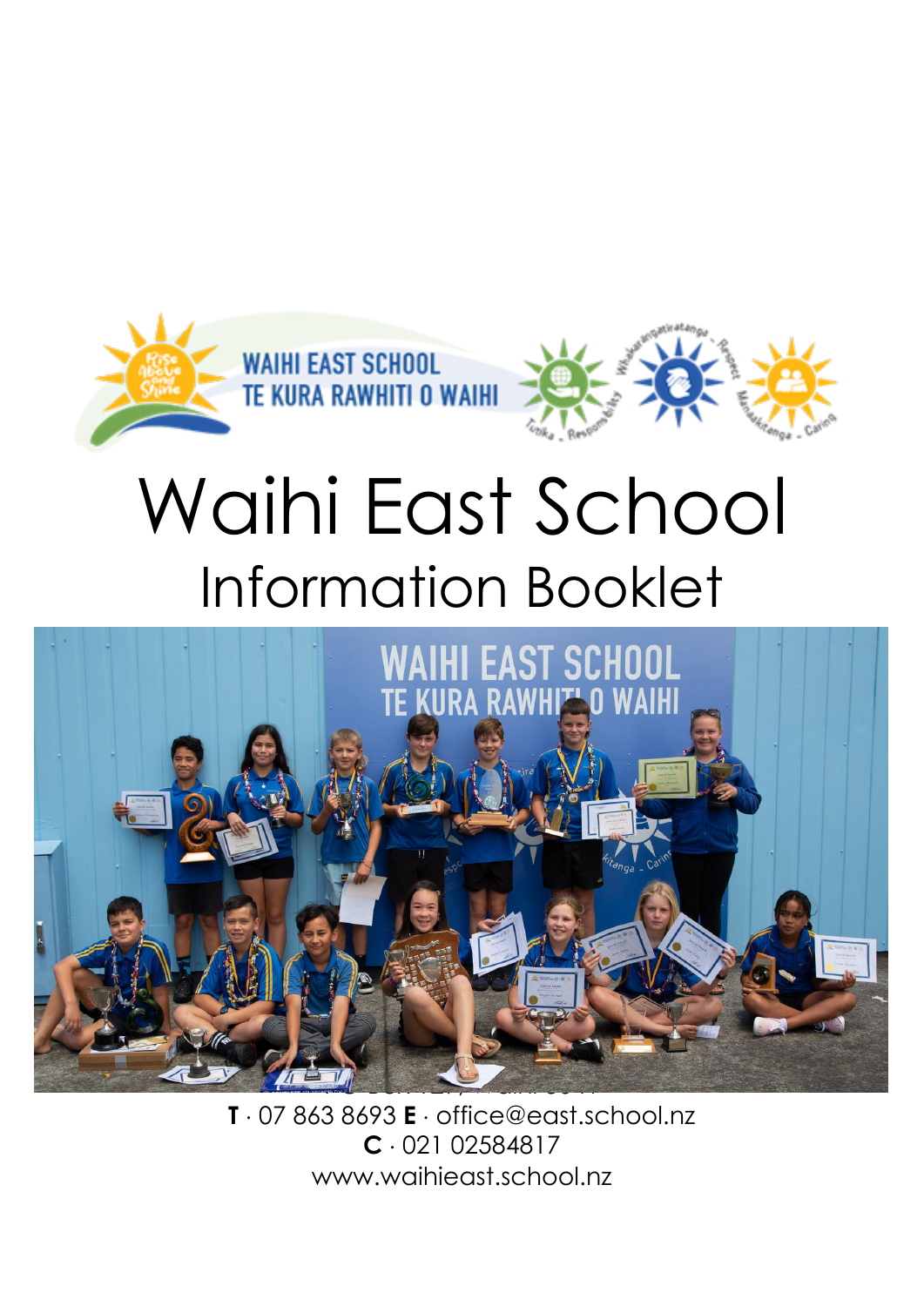# Waihi East School

## Information Booklet

**T** · 07 863 8693 **E** · office@east.school.nz
**C** · 021 02584817
www.waihieast.school.nz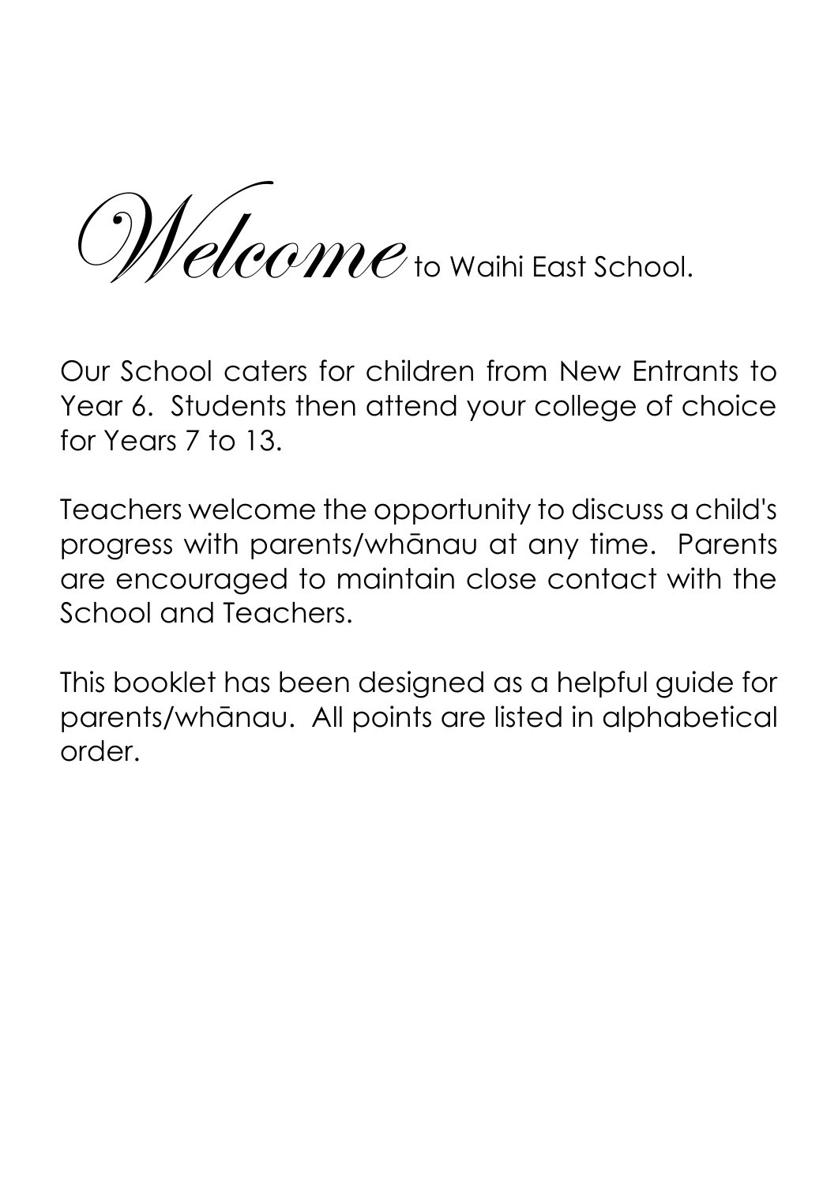# *Welcome* to Waihi East School.

Our School caters for children from New Entrants to Year 6. Students then attend your college of choice for Years 7 to 13.

Teachers welcome the opportunity to discuss a child's progress with parents/whānau at any time. Parents are encouraged to maintain close contact with the School and Teachers.

This booklet has been designed as a helpful guide for parents/whānau. All points are listed in alphabetical order.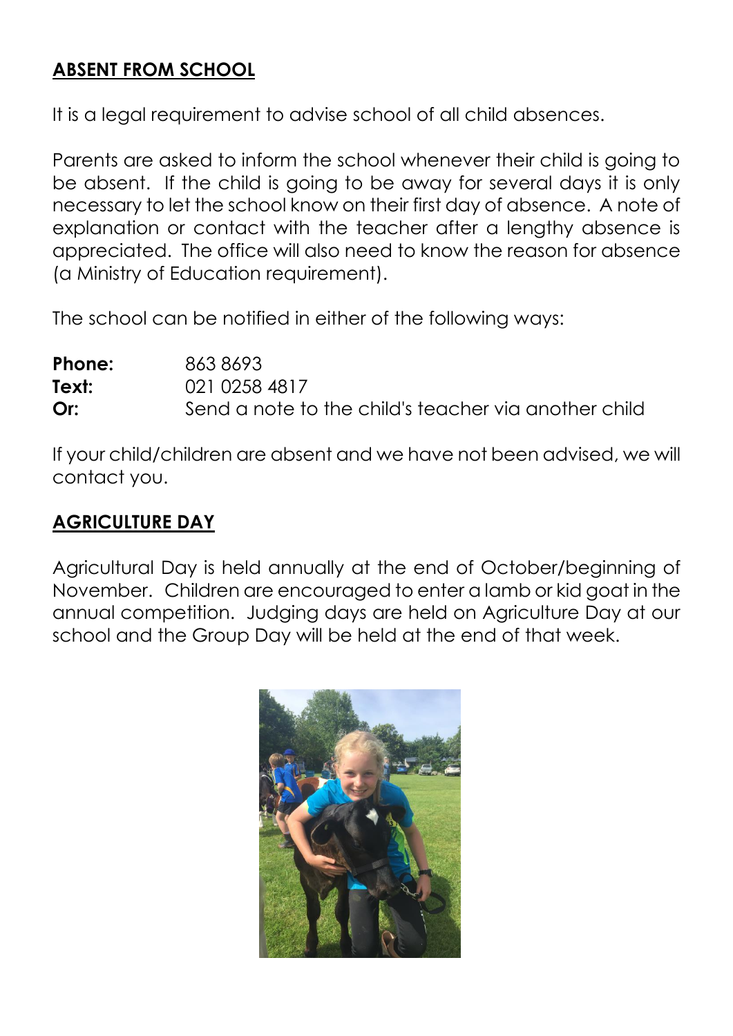## ABSENT FROM SCHOOL

It is a legal requirement to advise school of all child absences.

Parents are asked to inform the school whenever their child is going to be absent. If the child is going to be away for several days it is only necessary to let the school know on their first day of absence. A note of explanation or contact with the teacher after a lengthy absence is appreciated. The office will also need to know the reason for absence (a Ministry of Education requirement).

The school can be notified in either of the following ways:

**Phone:** 863 8693
**Text:** 021 0258 4817
**Or:** Send a note to the child's teacher via another child

If your child/children are absent and we have not been advised, we will contact you.

## AGRICULTURE DAY

Agricultural Day is held annually at the end of October/beginning of November. Children are encouraged to enter a lamb or kid goat in the annual competition. Judging days are held on Agriculture Day at our school and the Group Day will be held at the end of that week.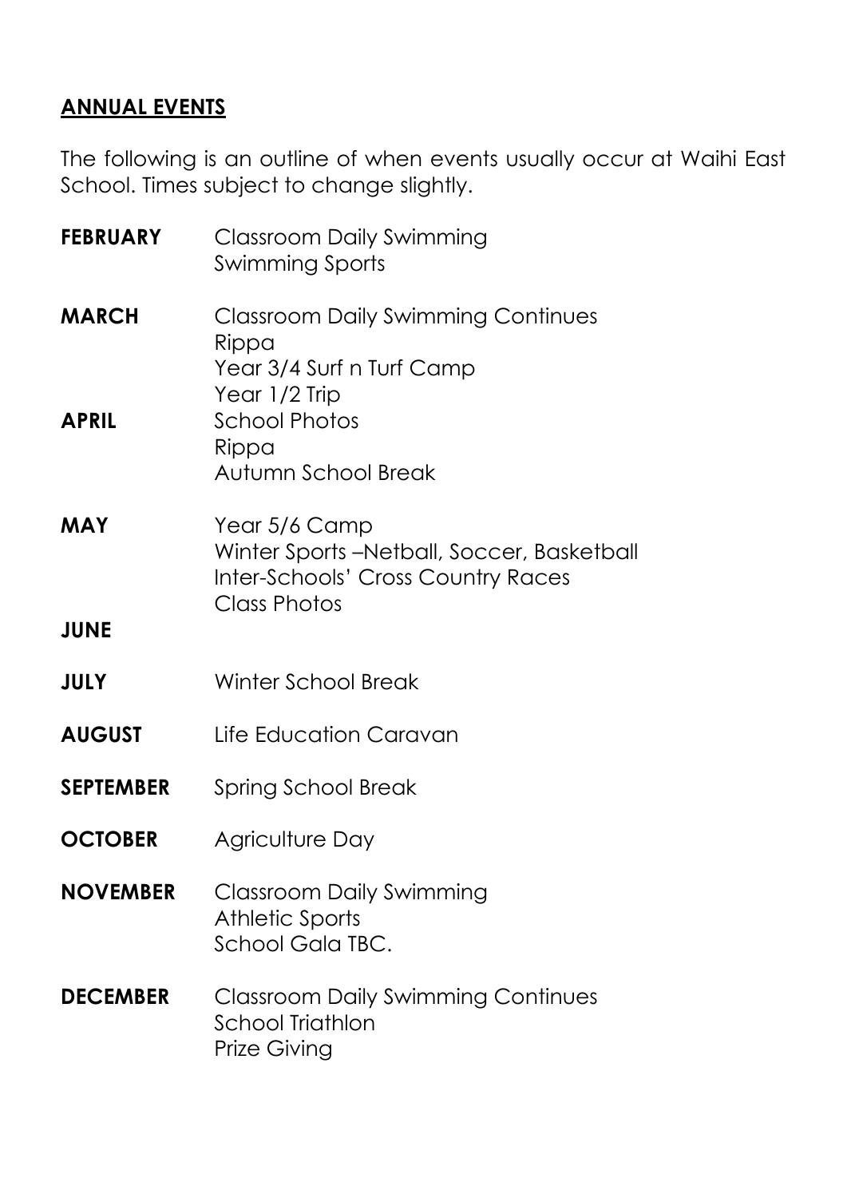## ANNUAL EVENTS

The following is an outline of when events usually occur at Waihi East School. Times subject to change slightly.

**FEBRUARY**
Classroom Daily Swimming
Swimming Sports

**MARCH**
Classroom Daily Swimming Continues
Rippa
Year 3/4 Surf n Turf Camp
Year 1/2 Trip

**APRIL**
School Photos
Rippa
Autumn School Break

**MAY**
Year 5/6 Camp
Winter Sports –Netball, Soccer, Basketball
Inter-Schools' Cross Country Races
Class Photos

**JUNE**

**JULY**
Winter School Break

**AUGUST**
Life Education Caravan

**SEPTEMBER**
Spring School Break

**OCTOBER**
Agriculture Day

**NOVEMBER**
Classroom Daily Swimming
Athletic Sports
School Gala TBC.

**DECEMBER**
Classroom Daily Swimming Continues
School Triathlon
Prize Giving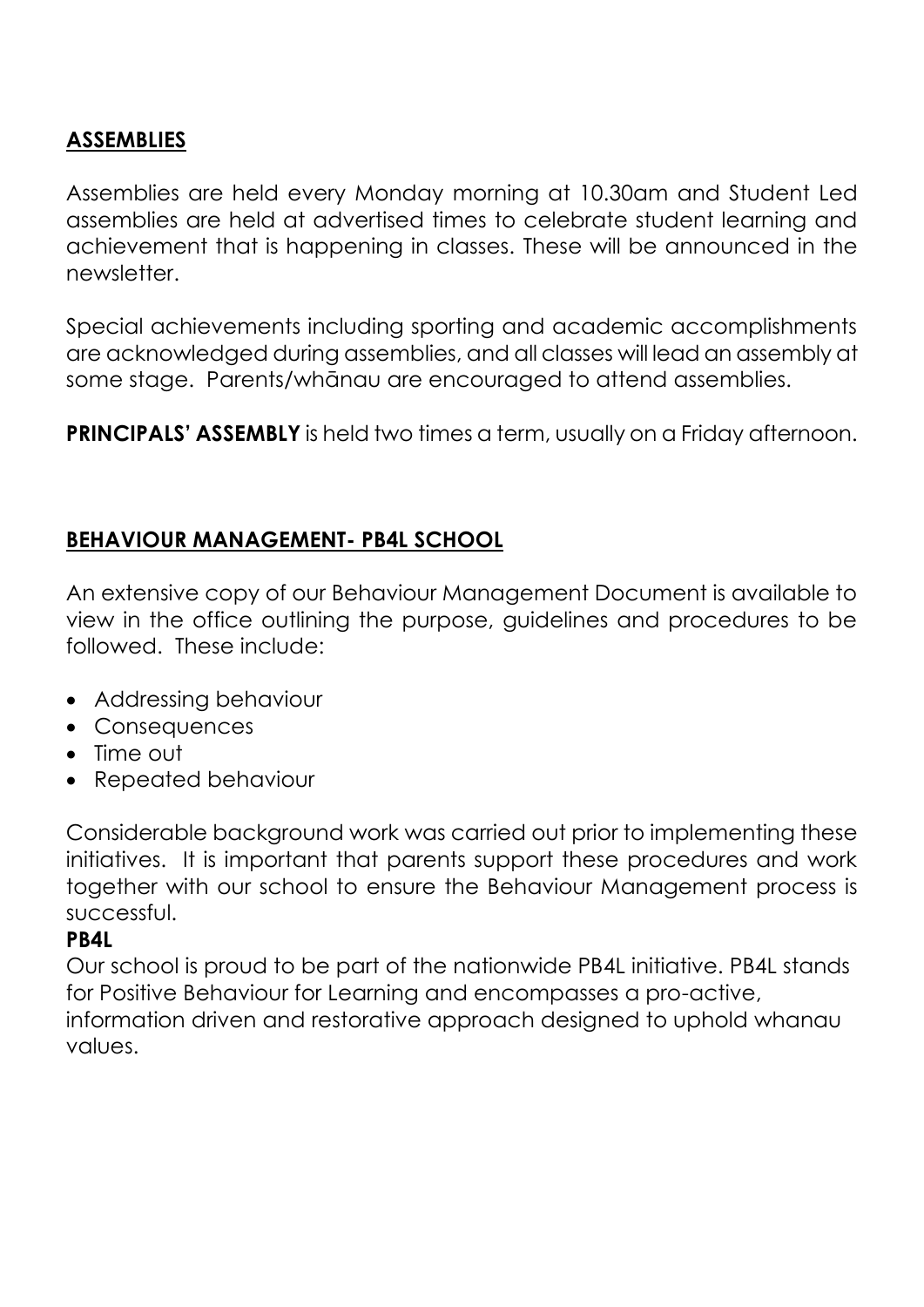## ASSEMBLIES

Assemblies are held every Monday morning at 10.30am and Student Led assemblies are held at advertised times to celebrate student learning and achievement that is happening in classes. These will be announced in the newsletter.

Special achievements including sporting and academic accomplishments are acknowledged during assemblies, and all classes will lead an assembly at some stage. Parents/whānau are encouraged to attend assemblies.

**PRINCIPALS' ASSEMBLY** is held two times a term, usually on a Friday afternoon.

## BEHAVIOUR MANAGEMENT- PB4L SCHOOL

An extensive copy of our Behaviour Management Document is available to view in the office outlining the purpose, guidelines and procedures to be followed. These include:

- Addressing behaviour
- Consequences
- Time out
- Repeated behaviour

Considerable background work was carried out prior to implementing these initiatives. It is important that parents support these procedures and work together with our school to ensure the Behaviour Management process is successful.

**PB4L**

Our school is proud to be part of the nationwide PB4L initiative. PB4L stands for Positive Behaviour for Learning and encompasses a pro-active, information driven and restorative approach designed to uphold whanau values.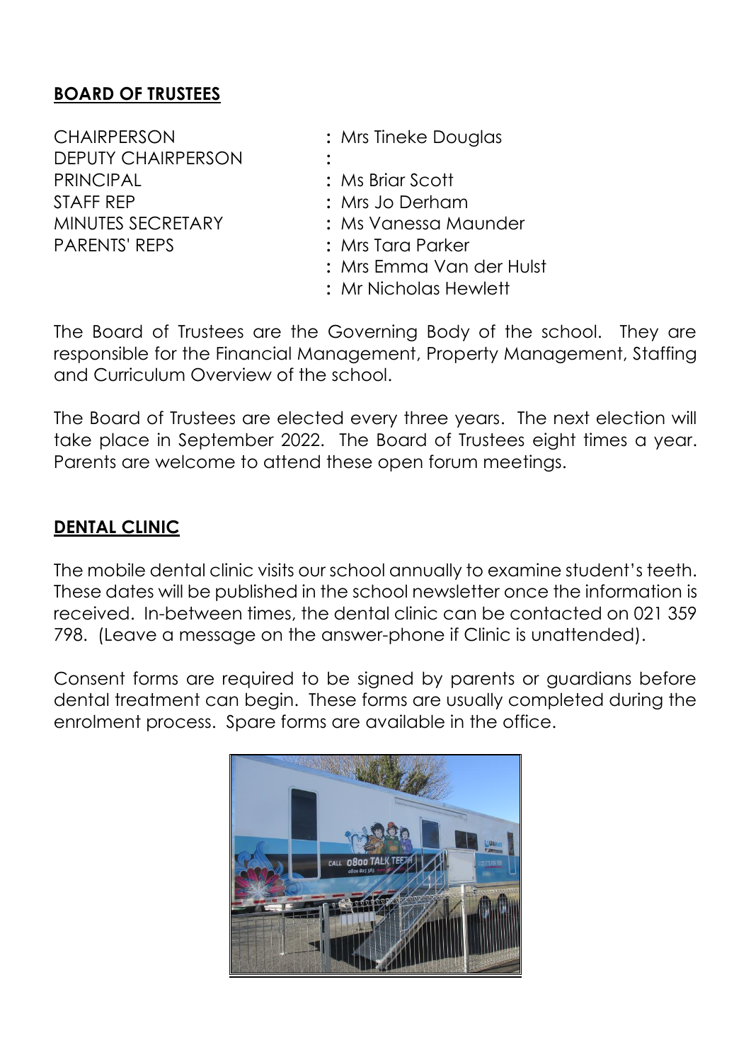## **BOARD OF TRUSTEES**

| | |
|---|---|
| CHAIRPERSON | : Mrs Tineke Douglas |
| DEPUTY CHAIRPERSON | : |
| PRINCIPAL | : Ms Briar Scott |
| STAFF REP | : Mrs Jo Derham |
| MINUTES SECRETARY | : Ms Vanessa Maunder |
| PARENTS' REPS | : Mrs Tara Parker |
| | : Mrs Emma Van der Hulst |
| | : Mr Nicholas Hewlett |

The Board of Trustees are the Governing Body of the school. They are responsible for the Financial Management, Property Management, Staffing and Curriculum Overview of the school.

The Board of Trustees are elected every three years. The next election will take place in September 2022. The Board of Trustees eight times a year. Parents are welcome to attend these open forum meetings.

## **DENTAL CLINIC**

The mobile dental clinic visits our school annually to examine student's teeth. These dates will be published in the school newsletter once the information is received. In-between times, the dental clinic can be contacted on 021 359 798. (Leave a message on the answer-phone if Clinic is unattended).

Consent forms are required to be signed by parents or guardians before dental treatment can begin. These forms are usually completed during the enrolment process. Spare forms are available in the office.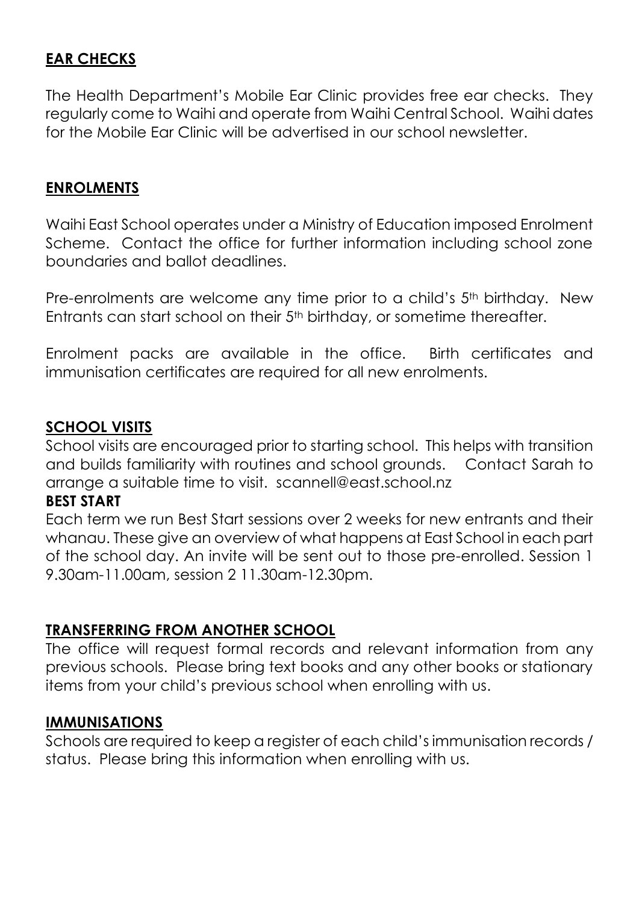## EAR CHECKS

The Health Department's Mobile Ear Clinic provides free ear checks. They regularly come to Waihi and operate from Waihi Central School. Waihi dates for the Mobile Ear Clinic will be advertised in our school newsletter.

## ENROLMENTS

Waihi East School operates under a Ministry of Education imposed Enrolment Scheme. Contact the office for further information including school zone boundaries and ballot deadlines.

Pre-enrolments are welcome any time prior to a child's 5th birthday. New Entrants can start school on their 5th birthday, or sometime thereafter.

Enrolment packs are available in the office. Birth certificates and immunisation certificates are required for all new enrolments.

## SCHOOL VISITS

School visits are encouraged prior to starting school. This helps with transition and builds familiarity with routines and school grounds. Contact Sarah to arrange a suitable time to visit. scannell@east.school.nz

### BEST START

Each term we run Best Start sessions over 2 weeks for new entrants and their whanau. These give an overview of what happens at East School in each part of the school day. An invite will be sent out to those pre-enrolled. Session 1 9.30am-11.00am, session 2 11.30am-12.30pm.

## TRANSFERRING FROM ANOTHER SCHOOL

The office will request formal records and relevant information from any previous schools. Please bring text books and any other books or stationary items from your child's previous school when enrolling with us.

## IMMUNISATIONS

Schools are required to keep a register of each child's immunisation records / status. Please bring this information when enrolling with us.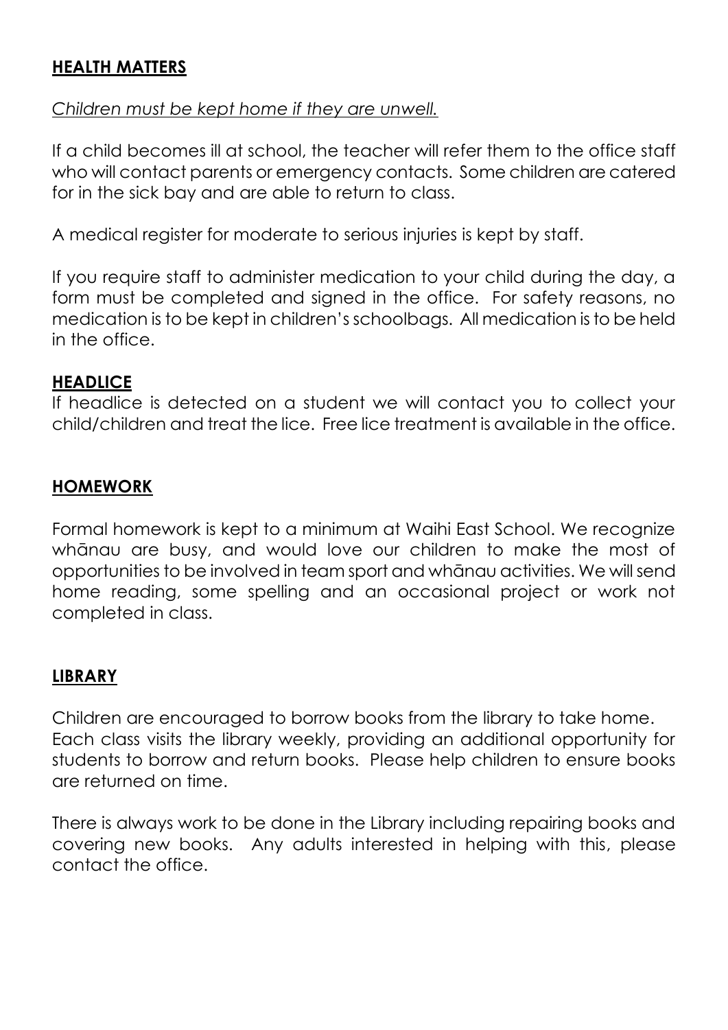## HEALTH MATTERS

*Children must be kept home if they are unwell.*

If a child becomes ill at school, the teacher will refer them to the office staff who will contact parents or emergency contacts. Some children are catered for in the sick bay and are able to return to class.

A medical register for moderate to serious injuries is kept by staff.

If you require staff to administer medication to your child during the day, a form must be completed and signed in the office. For safety reasons, no medication is to be kept in children's schoolbags. All medication is to be held in the office.

## HEADLICE

If headlice is detected on a student we will contact you to collect your child/children and treat the lice. Free lice treatment is available in the office.

## HOMEWORK

Formal homework is kept to a minimum at Waihi East School. We recognize whānau are busy, and would love our children to make the most of opportunities to be involved in team sport and whānau activities. We will send home reading, some spelling and an occasional project or work not completed in class.

## LIBRARY

Children are encouraged to borrow books from the library to take home. Each class visits the library weekly, providing an additional opportunity for students to borrow and return books. Please help children to ensure books are returned on time.

There is always work to be done in the Library including repairing books and covering new books. Any adults interested in helping with this, please contact the office.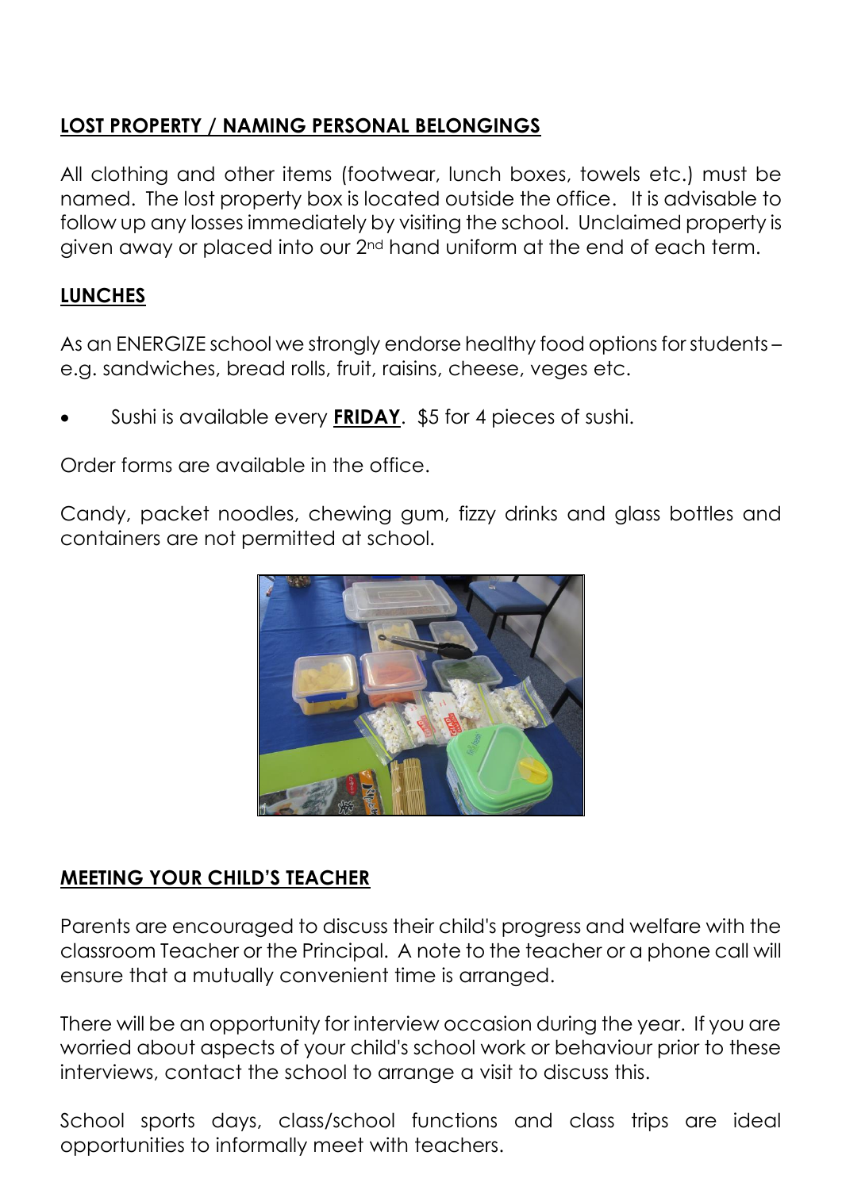## LOST PROPERTY / NAMING PERSONAL BELONGINGS

All clothing and other items (footwear, lunch boxes, towels etc.) must be named. The lost property box is located outside the office. It is advisable to follow up any losses immediately by visiting the school. Unclaimed property is given away or placed into our 2nd hand uniform at the end of each term.

## LUNCHES

As an ENERGIZE school we strongly endorse healthy food options for students – e.g. sandwiches, bread rolls, fruit, raisins, cheese, veges etc.

- Sushi is available every **FRIDAY**. $5 for 4 pieces of sushi.

Order forms are available in the office.

Candy, packet noodles, chewing gum, fizzy drinks and glass bottles and containers are not permitted at school.

## MEETING YOUR CHILD'S TEACHER

Parents are encouraged to discuss their child's progress and welfare with the classroom Teacher or the Principal. A note to the teacher or a phone call will ensure that a mutually convenient time is arranged.

There will be an opportunity for interview occasion during the year. If you are worried about aspects of your child's school work or behaviour prior to these interviews, contact the school to arrange a visit to discuss this.

School sports days, class/school functions and class trips are ideal opportunities to informally meet with teachers.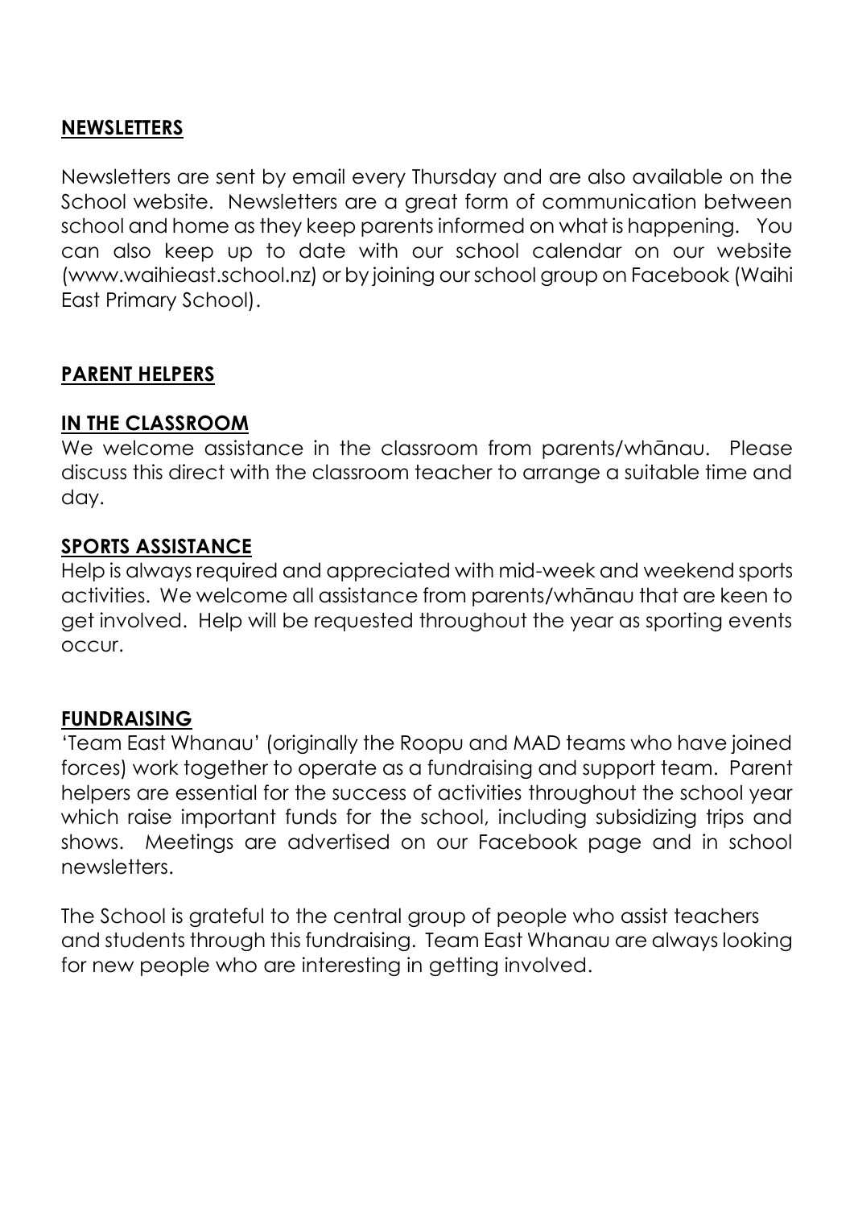## NEWSLETTERS

Newsletters are sent by email every Thursday and are also available on the School website. Newsletters are a great form of communication between school and home as they keep parents informed on what is happening. You can also keep up to date with our school calendar on our website (www.waihieast.school.nz) or by joining our school group on Facebook (Waihi East Primary School).

## PARENT HELPERS

### IN THE CLASSROOM

We welcome assistance in the classroom from parents/whānau. Please discuss this direct with the classroom teacher to arrange a suitable time and day.

### SPORTS ASSISTANCE

Help is always required and appreciated with mid-week and weekend sports activities. We welcome all assistance from parents/whānau that are keen to get involved. Help will be requested throughout the year as sporting events occur.

### FUNDRAISING

'Team East Whanau' (originally the Roopu and MAD teams who have joined forces) work together to operate as a fundraising and support team. Parent helpers are essential for the success of activities throughout the school year which raise important funds for the school, including subsidizing trips and shows. Meetings are advertised on our Facebook page and in school newsletters.

The School is grateful to the central group of people who assist teachers and students through this fundraising. Team East Whanau are always looking for new people who are interesting in getting involved.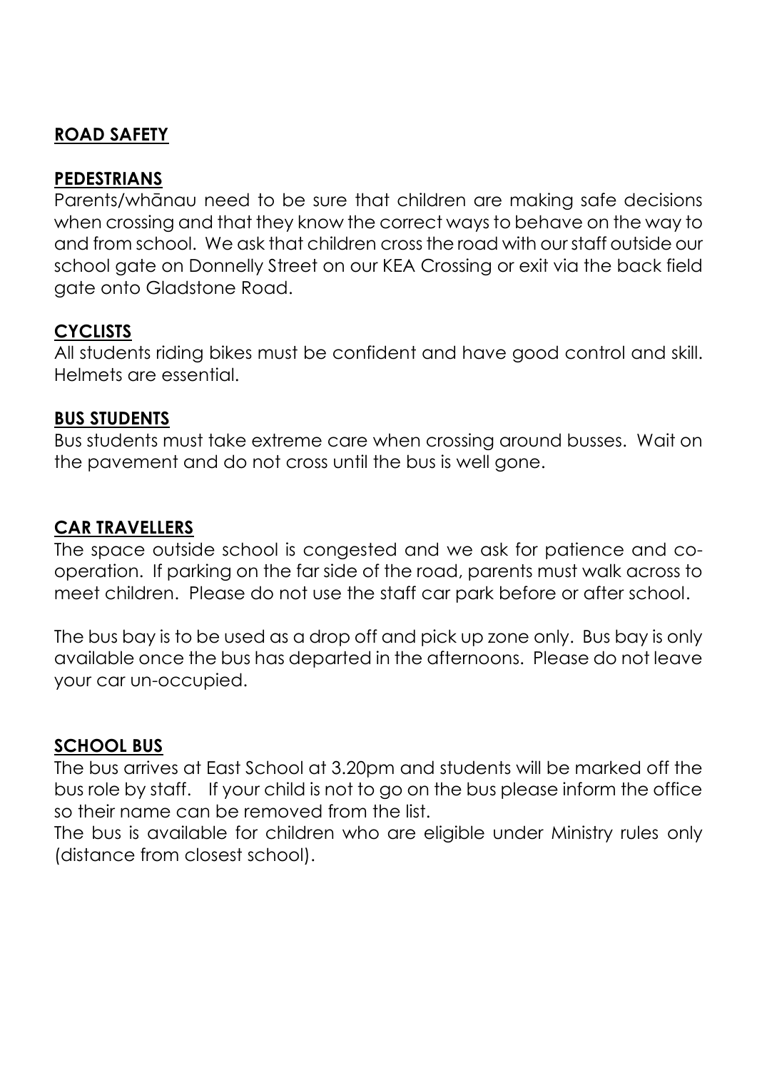## ROAD SAFETY

### PEDESTRIANS

Parents/whānau need to be sure that children are making safe decisions when crossing and that they know the correct ways to behave on the way to and from school. We ask that children cross the road with our staff outside our school gate on Donnelly Street on our KEA Crossing or exit via the back field gate onto Gladstone Road.

### CYCLISTS

All students riding bikes must be confident and have good control and skill. Helmets are essential.

### BUS STUDENTS

Bus students must take extreme care when crossing around busses. Wait on the pavement and do not cross until the bus is well gone.

### CAR TRAVELLERS

The space outside school is congested and we ask for patience and co-operation. If parking on the far side of the road, parents must walk across to meet children. Please do not use the staff car park before or after school.

The bus bay is to be used as a drop off and pick up zone only. Bus bay is only available once the bus has departed in the afternoons. Please do not leave your car un-occupied.

### SCHOOL BUS

The bus arrives at East School at 3.20pm and students will be marked off the bus role by staff. If your child is not to go on the bus please inform the office so their name can be removed from the list.

The bus is available for children who are eligible under Ministry rules only (distance from closest school).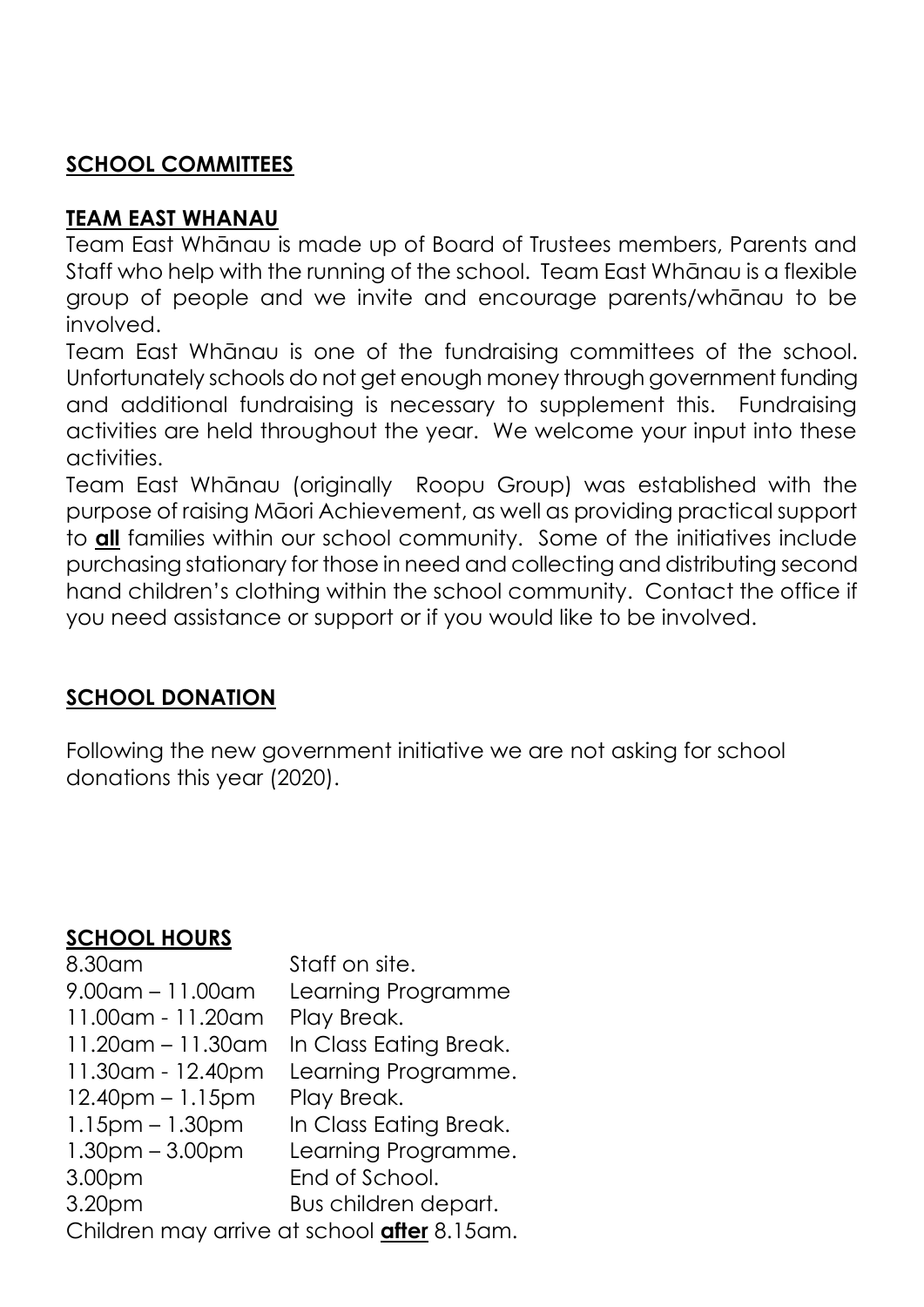## SCHOOL COMMITTEES

### TEAM EAST WHANAU

Team East Whānau is made up of Board of Trustees members, Parents and Staff who help with the running of the school. Team East Whānau is a flexible group of people and we invite and encourage parents/whānau to be involved.

Team East Whānau is one of the fundraising committees of the school. Unfortunately schools do not get enough money through government funding and additional fundraising is necessary to supplement this. Fundraising activities are held throughout the year. We welcome your input into these activities.

Team East Whānau (originally Roopu Group) was established with the purpose of raising Māori Achievement, as well as providing practical support to **all** families within our school community. Some of the initiatives include purchasing stationary for those in need and collecting and distributing second hand children's clothing within the school community. Contact the office if you need assistance or support or if you would like to be involved.

## SCHOOL DONATION

Following the new government initiative we are not asking for school donations this year (2020).

## SCHOOL HOURS

| | |
|---|---|
| 8.30am | Staff on site. |
| 9.00am – 11.00am | Learning Programme |
| 11.00am - 11.20am | Play Break. |
| 11.20am – 11.30am | In Class Eating Break. |
| 11.30am - 12.40pm | Learning Programme. |
| 12.40pm – 1.15pm | Play Break. |
| 1.15pm – 1.30pm | In Class Eating Break. |
| 1.30pm – 3.00pm | Learning Programme. |
| 3.00pm | End of School. |
| 3.20pm | Bus children depart. |

Children may arrive at school **after** 8.15am.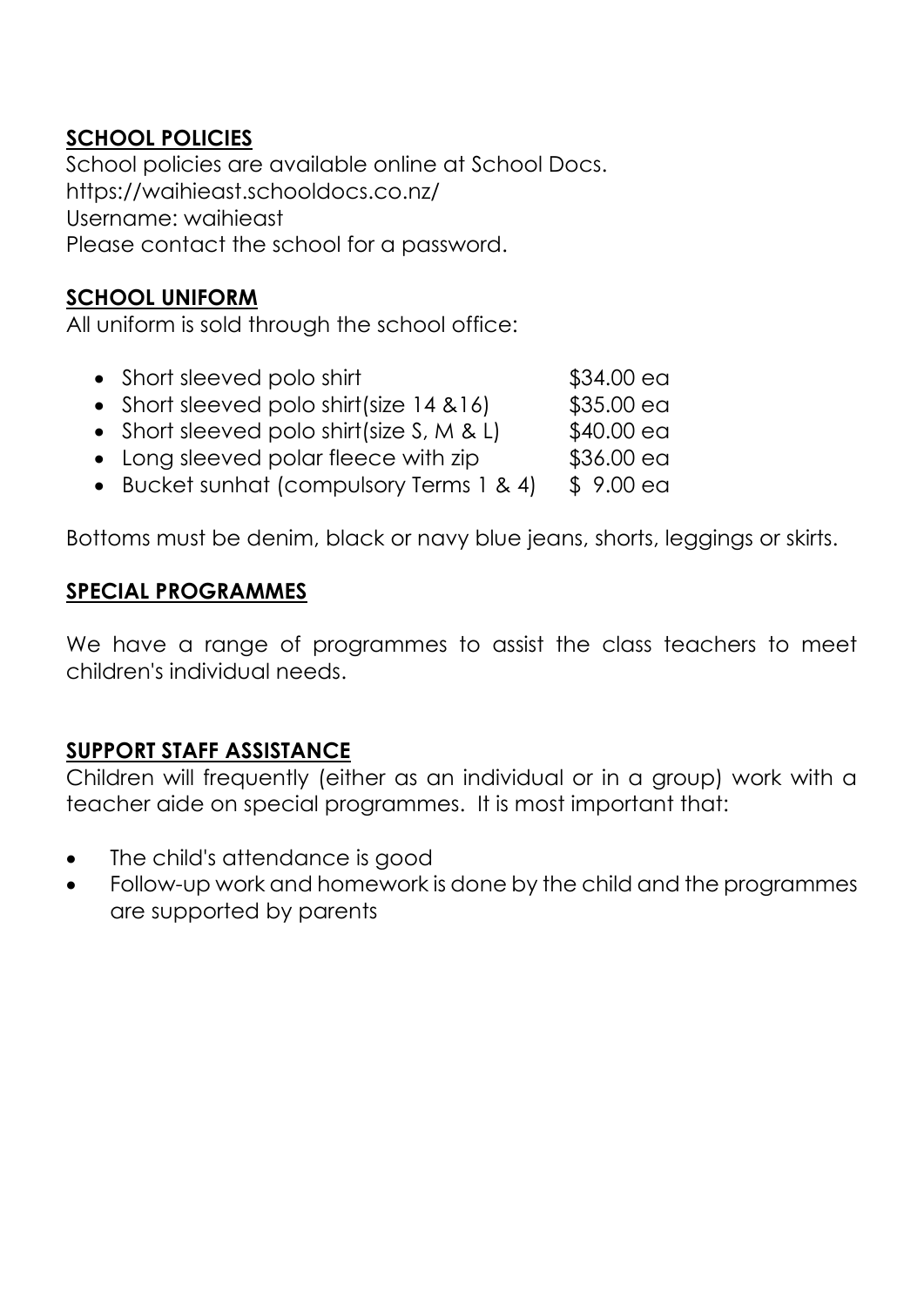## SCHOOL POLICIES

School policies are available online at School Docs.
https://waihieast.schooldocs.co.nz/
Username: waihieast
Please contact the school for a password.

## SCHOOL UNIFORM

All uniform is sold through the school office:

- Short sleeved polo shirt $34.00 ea
- Short sleeved polo shirt(size 14 &16) $35.00 ea
- Short sleeved polo shirt(size S, M & L) $40.00 ea
- Long sleeved polar fleece with zip $36.00 ea
- Bucket sunhat (compulsory Terms 1 & 4) $ 9.00 ea

Bottoms must be denim, black or navy blue jeans, shorts, leggings or skirts.

## SPECIAL PROGRAMMES

We have a range of programmes to assist the class teachers to meet children's individual needs.

## SUPPORT STAFF ASSISTANCE

Children will frequently (either as an individual or in a group) work with a teacher aide on special programmes. It is most important that:

- The child's attendance is good
- Follow-up work and homework is done by the child and the programmes are supported by parents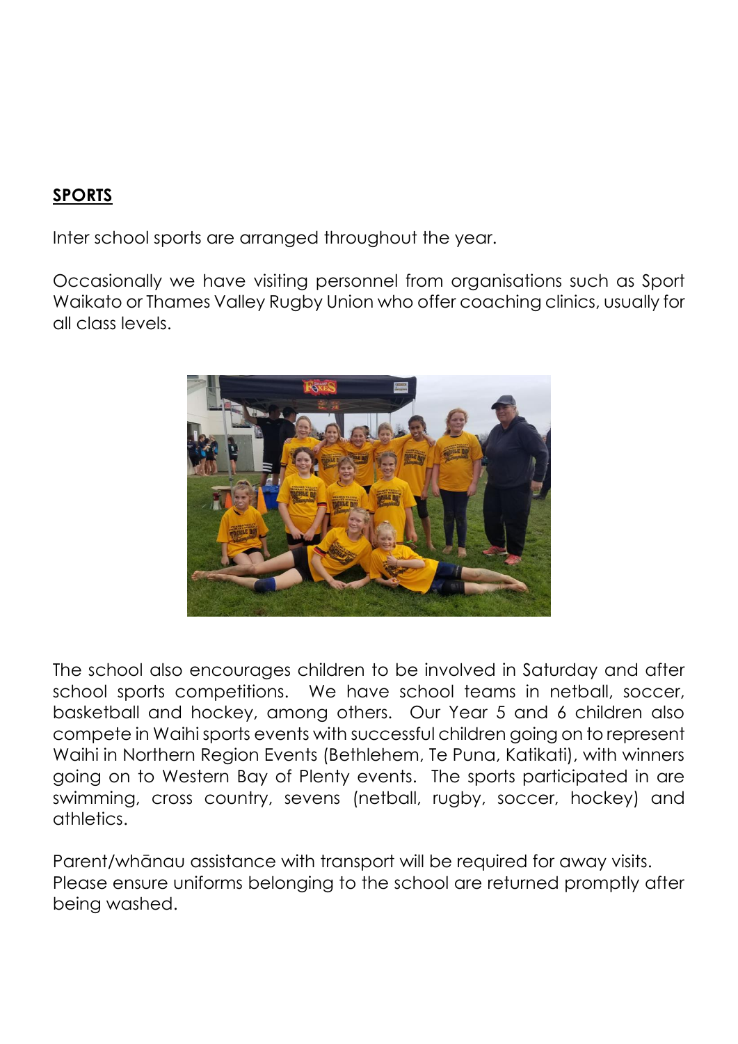## SPORTS

Inter school sports are arranged throughout the year.

Occasionally we have visiting personnel from organisations such as Sport Waikato or Thames Valley Rugby Union who offer coaching clinics, usually for all class levels.

The school also encourages children to be involved in Saturday and after school sports competitions. We have school teams in netball, soccer, basketball and hockey, among others. Our Year 5 and 6 children also compete in Waihi sports events with successful children going on to represent Waihi in Northern Region Events (Bethlehem, Te Puna, Katikati), with winners going on to Western Bay of Plenty events. The sports participated in are swimming, cross country, sevens (netball, rugby, soccer, hockey) and athletics.

Parent/whānau assistance with transport will be required for away visits.
Please ensure uniforms belonging to the school are returned promptly after being washed.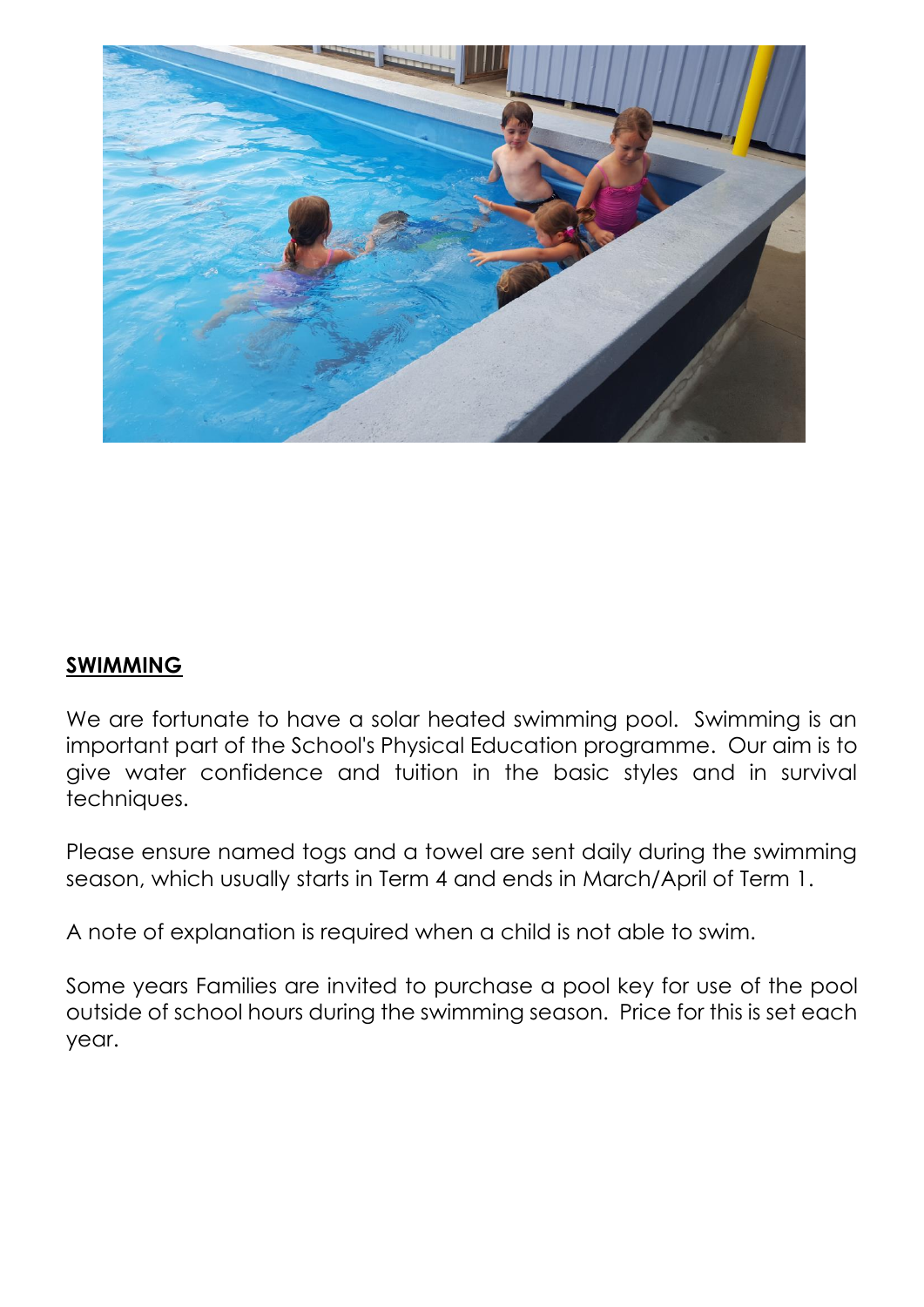## SWIMMING

We are fortunate to have a solar heated swimming pool. Swimming is an important part of the School's Physical Education programme. Our aim is to give water confidence and tuition in the basic styles and in survival techniques.

Please ensure named togs and a towel are sent daily during the swimming season, which usually starts in Term 4 and ends in March/April of Term 1.

A note of explanation is required when a child is not able to swim.

Some years Families are invited to purchase a pool key for use of the pool outside of school hours during the swimming season. Price for this is set each year.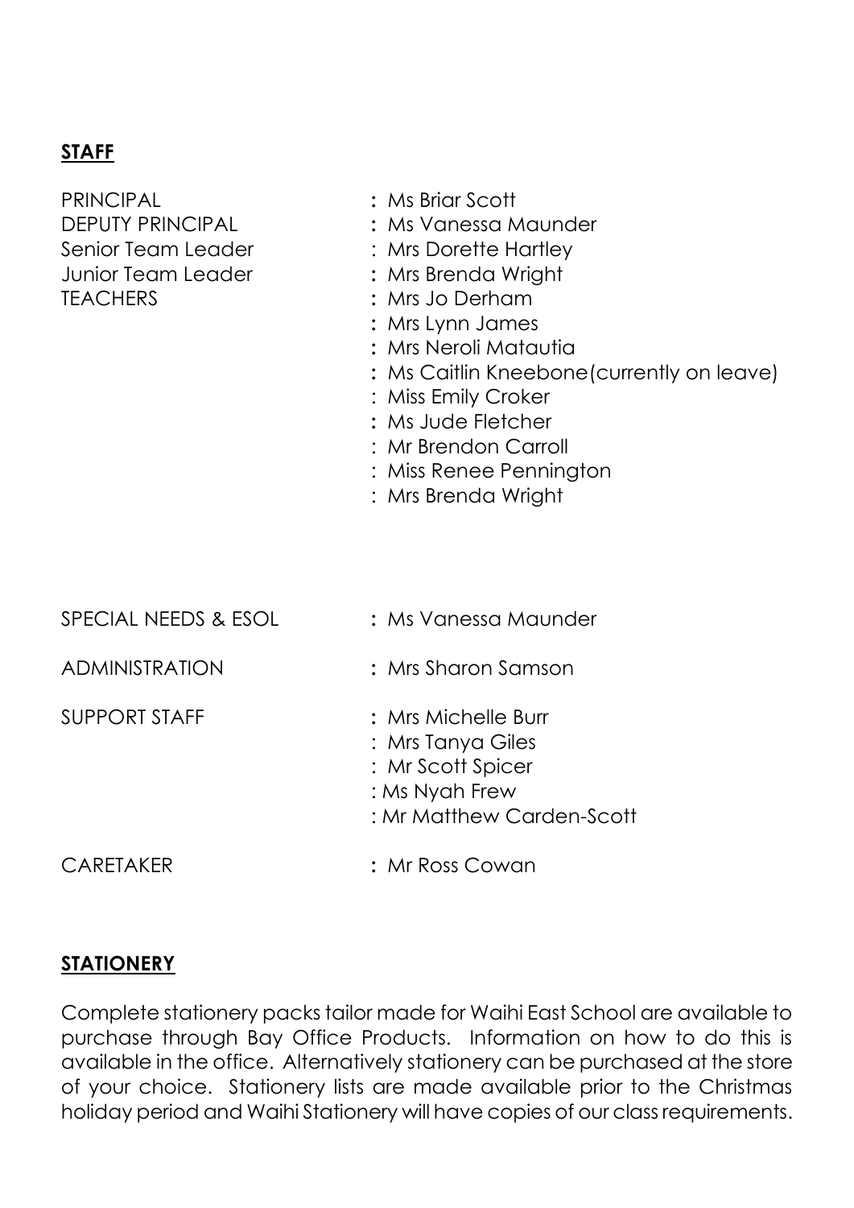## STAFF

| | |
|---|---|
| PRINCIPAL | : Ms Briar Scott |
| DEPUTY PRINCIPAL | : Ms Vanessa Maunder |
| Senior Team Leader | : Mrs Dorette Hartley |
| Junior Team Leader | : Mrs Brenda Wright |
| TEACHERS | : Mrs Jo Derham |
| | : Mrs Lynn James |
| | : Mrs Neroli Matautia |
| | : Ms Caitlin Kneebone(currently on leave) |
| | : Miss Emily Croker |
| | : Ms Jude Fletcher |
| | : Mr Brendon Carroll |
| | : Miss Renee Pennington |
| | : Mrs Brenda Wright |
| SPECIAL NEEDS & ESOL | : Ms Vanessa Maunder |
| ADMINISTRATION | : Mrs Sharon Samson |
| SUPPORT STAFF | : Mrs Michelle Burr |
| | : Mrs Tanya Giles |
| | : Mr Scott Spicer |
| | : Ms Nyah Frew |
| | : Mr Matthew Carden-Scott |
| CARETAKER | : Mr Ross Cowan |

## STATIONERY

Complete stationery packs tailor made for Waihi East School are available to purchase through Bay Office Products. Information on how to do this is available in the office. Alternatively stationery can be purchased at the store of your choice. Stationery lists are made available prior to the Christmas holiday period and Waihi Stationery will have copies of our class requirements.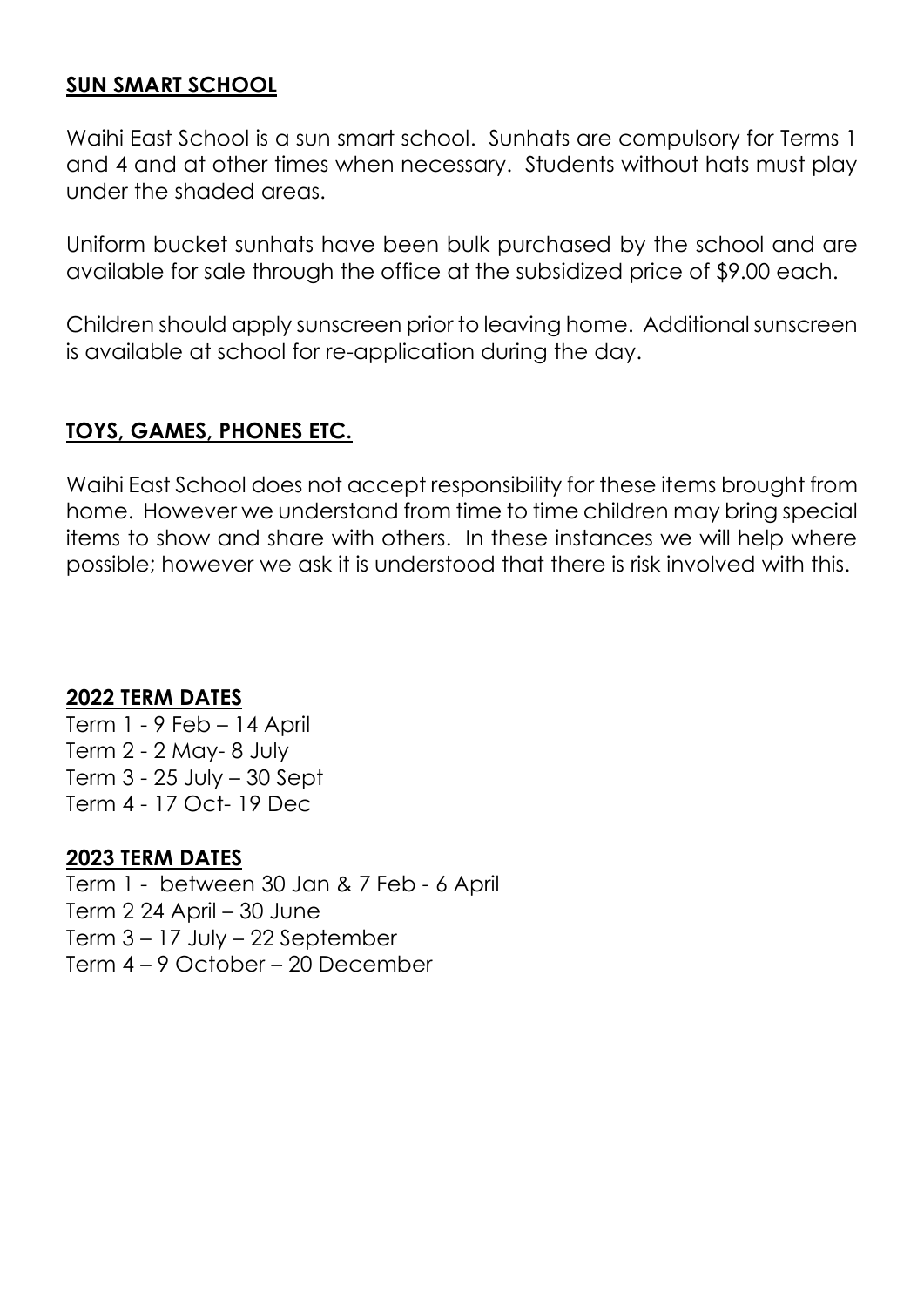## SUN SMART SCHOOL

Waihi East School is a sun smart school. Sunhats are compulsory for Terms 1 and 4 and at other times when necessary. Students without hats must play under the shaded areas.

Uniform bucket sunhats have been bulk purchased by the school and are available for sale through the office at the subsidized price of $9.00 each.

Children should apply sunscreen prior to leaving home. Additional sunscreen is available at school for re-application during the day.

## TOYS, GAMES, PHONES ETC.

Waihi East School does not accept responsibility for these items brought from home. However we understand from time to time children may bring special items to show and share with others. In these instances we will help where possible; however we ask it is understood that there is risk involved with this.

## 2022 TERM DATES

Term 1 - 9 Feb – 14 April
Term 2 - 2 May- 8 July
Term 3 - 25 July – 30 Sept
Term 4 - 17 Oct- 19 Dec

## 2023 TERM DATES

Term 1 - between 30 Jan & 7 Feb - 6 April
Term 2 24 April – 30 June
Term 3 – 17 July – 22 September
Term 4 – 9 October – 20 December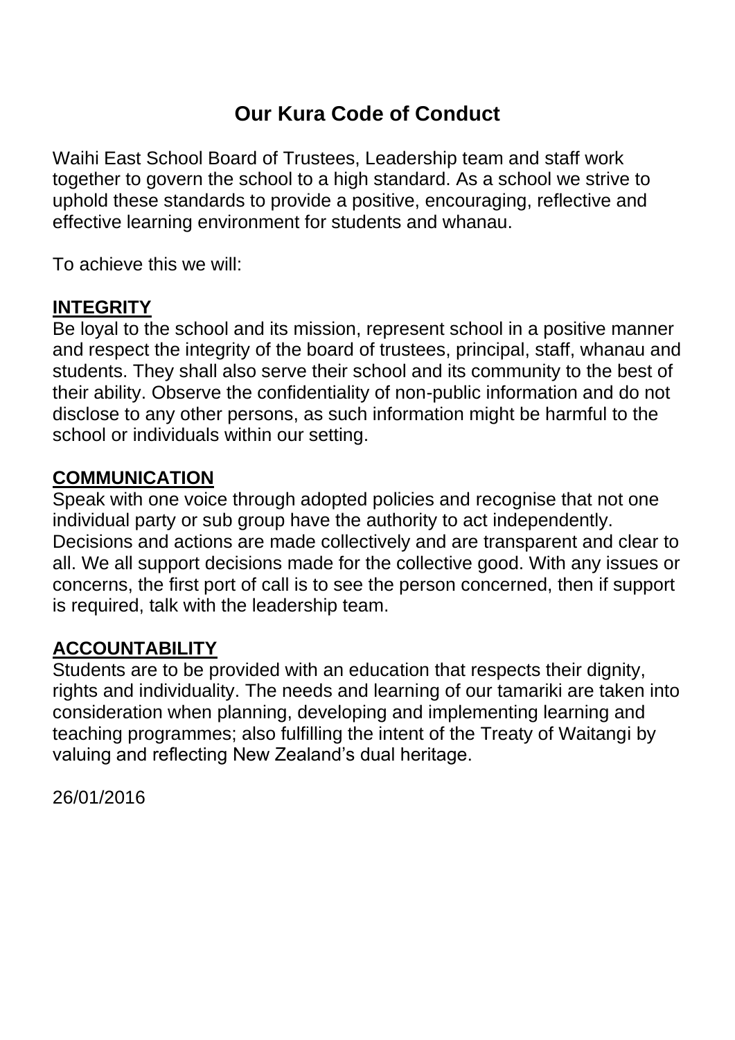# Our Kura Code of Conduct

Waihi East School Board of Trustees, Leadership team and staff work together to govern the school to a high standard. As a school we strive to uphold these standards to provide a positive, encouraging, reflective and effective learning environment for students and whanau.

To achieve this we will:

## INTEGRITY

Be loyal to the school and its mission, represent school in a positive manner and respect the integrity of the board of trustees, principal, staff, whanau and students. They shall also serve their school and its community to the best of their ability. Observe the confidentiality of non-public information and do not disclose to any other persons, as such information might be harmful to the school or individuals within our setting.

## COMMUNICATION

Speak with one voice through adopted policies and recognise that not one individual party or sub group have the authority to act independently. Decisions and actions are made collectively and are transparent and clear to all. We all support decisions made for the collective good. With any issues or concerns, the first port of call is to see the person concerned, then if support is required, talk with the leadership team.

## ACCOUNTABILITY

Students are to be provided with an education that respects their dignity, rights and individuality. The needs and learning of our tamariki are taken into consideration when planning, developing and implementing learning and teaching programmes; also fulfilling the intent of the Treaty of Waitangi by valuing and reflecting New Zealand's dual heritage.

26/01/2016